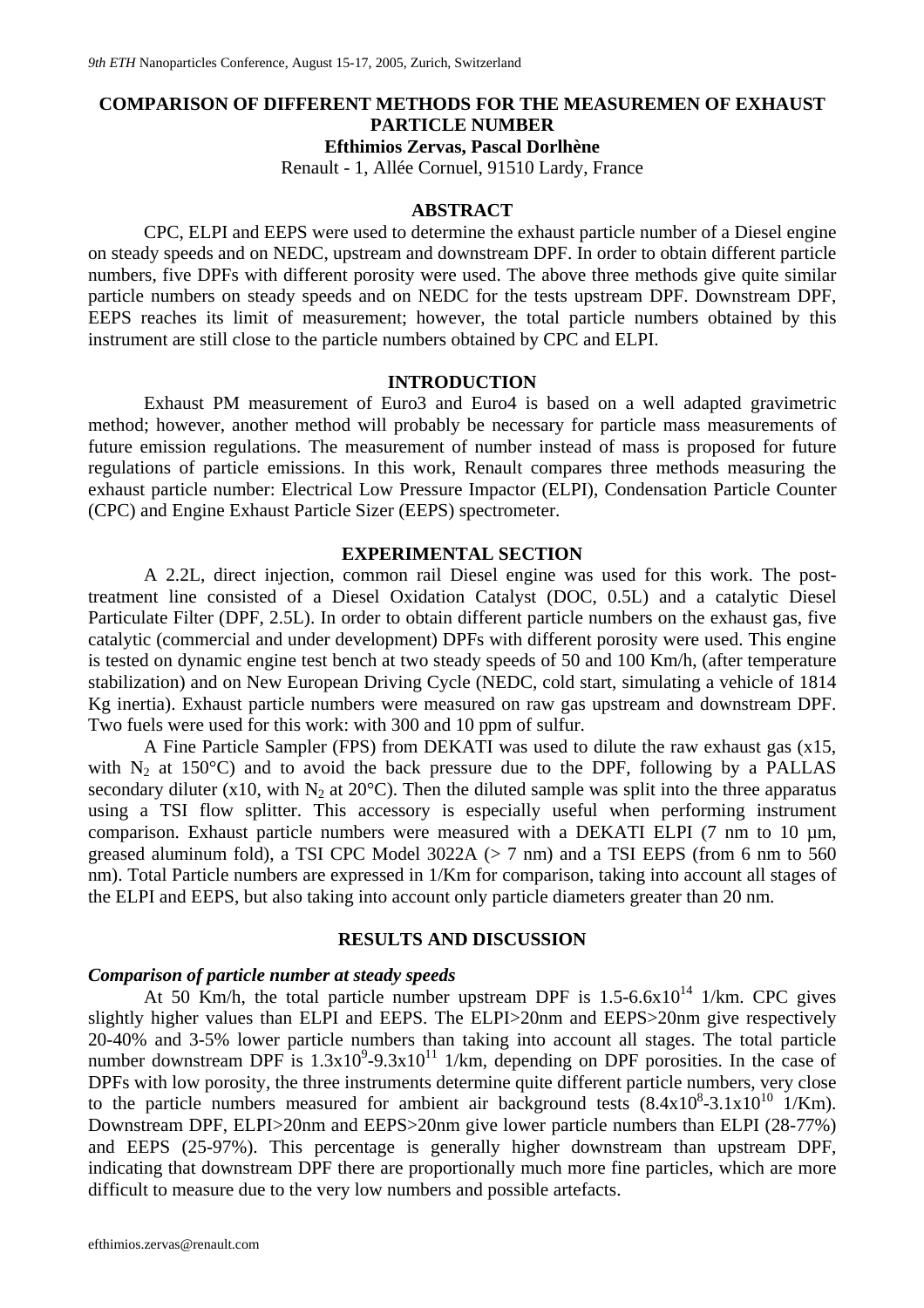# COMPARISON OF DIFFERENT METHODS FOR THE MEASUREMEN OF EXHAUST PARTICLE NUMBER

**Efthimios Zervas, Pascal Dorlhène**

Renault - 1, Allée Cornuel, 91510 Lardy, France

## ABSTRACT

CPC, ELPI and EEPS were used to determine the exhaust particle number of a Diesel engine on steady speeds and on NEDC, upstream and downstream DPF. In order to obtain different particle numbers, five DPFs with different porosity were used. The above three methods give quite similar particle numbers on steady speeds and on NEDC for the tests upstream DPF. Downstream DPF, EEPS reaches its limit of measurement; however, the total particle numbers obtained by this instrument are still close to the particle numbers obtained by CPC and ELPI.

## INTRODUCTION

Exhaust PM measurement of Euro3 and Euro4 is based on a well adapted gravimetric method; however, another method will probably be necessary for particle mass measurements of future emission regulations. The measurement of number instead of mass is proposed for future regulations of particle emissions. In this work, Renault compares three methods measuring the exhaust particle number: Electrical Low Pressure Impactor (ELPI), Condensation Particle Counter (CPC) and Engine Exhaust Particle Sizer (EEPS) spectrometer.

## EXPERIMENTAL SECTION

A 2.2L, direct injection, common rail Diesel engine was used for this work. The post-treatment line consisted of a Diesel Oxidation Catalyst (DOC, 0.5L) and a catalytic Diesel Particulate Filter (DPF, 2.5L). In order to obtain different particle numbers on the exhaust gas, five catalytic (commercial and under development) DPFs with different porosity were used. This engine is tested on dynamic engine test bench at two steady speeds of 50 and 100 Km/h, (after temperature stabilization) and on New European Driving Cycle (NEDC, cold start, simulating a vehicle of 1814 Kg inertia). Exhaust particle numbers were measured on raw gas upstream and downstream DPF. Two fuels were used for this work: with 300 and 10 ppm of sulfur.

A Fine Particle Sampler (FPS) from DEKATI was used to dilute the raw exhaust gas (x15, with $N_2$ at 150°C) and to avoid the back pressure due to the DPF, following by a PALLAS secondary diluter (x10, with $N_2$ at 20°C). Then the diluted sample was split into the three apparatus using a TSI flow splitter. This accessory is especially useful when performing instrument comparison. Exhaust particle numbers were measured with a DEKATI ELPI (7 nm to 10 µm, greased aluminum fold), a TSI CPC Model 3022A (> 7 nm) and a TSI EEPS (from 6 nm to 560 nm). Total Particle numbers are expressed in 1/Km for comparison, taking into account all stages of the ELPI and EEPS, but also taking into account only particle diameters greater than 20 nm.

## RESULTS AND DISCUSSION

### *Comparison of particle number at steady speeds*

At 50 Km/h, the total particle number upstream DPF is $1.5\text{-}6.6 \times 10^{14}$ 1/km. CPC gives slightly higher values than ELPI and EEPS. The ELPI>20nm and EEPS>20nm give respectively 20-40% and 3-5% lower particle numbers than taking into account all stages. The total particle number downstream DPF is $1.3 \times 10^{9}\text{-}9.3 \times 10^{11}$ 1/km, depending on DPF porosities. In the case of DPFs with low porosity, the three instruments determine quite different particle numbers, very close to the particle numbers measured for ambient air background tests ($8.4 \times 10^{8}\text{-}3.1 \times 10^{10}$ 1/Km). Downstream DPF, ELPI>20nm and EEPS>20nm give lower particle numbers than ELPI (28-77%) and EEPS (25-97%). This percentage is generally higher downstream than upstream DPF, indicating that downstream DPF there are proportionally much more fine particles, which are more difficult to measure due to the very low numbers and possible artefacts.

efthimios.zervas@renault.com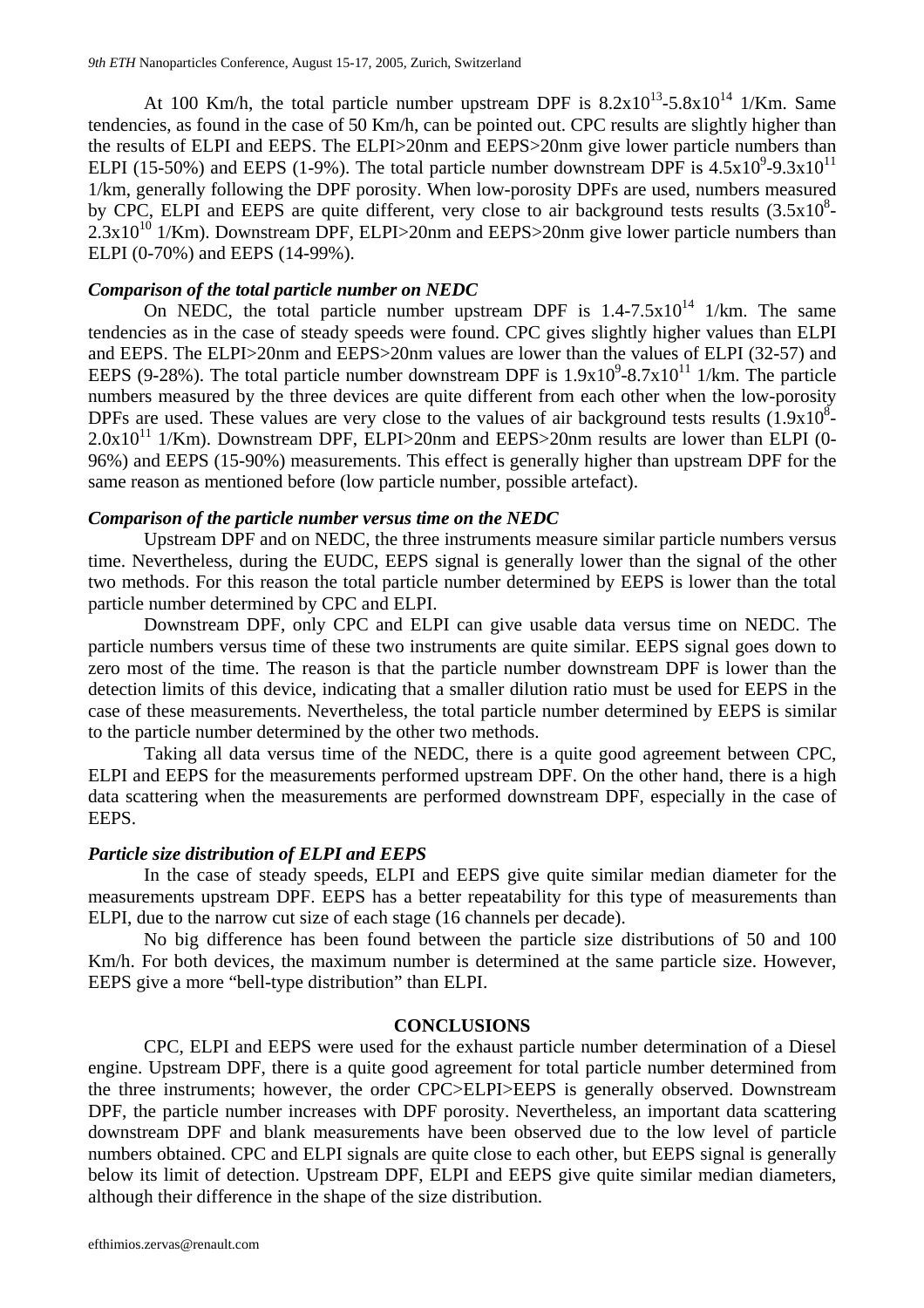At 100 Km/h, the total particle number upstream DPF is $8.2x10^{13}$-$5.8x10^{14}$ 1/Km. Same tendencies, as found in the case of 50 Km/h, can be pointed out. CPC results are slightly higher than the results of ELPI and EEPS. The ELPI>20nm and EEPS>20nm give lower particle numbers than ELPI (15-50%) and EEPS (1-9%). The total particle number downstream DPF is $4.5x10^{9}$-$9.3x10^{11}$ 1/km, generally following the DPF porosity. When low-porosity DPFs are used, numbers measured by CPC, ELPI and EEPS are quite different, very close to air background tests results ($3.5x10^{8}$-$2.3x10^{10}$ 1/Km). Downstream DPF, ELPI>20nm and EEPS>20nm give lower particle numbers than ELPI (0-70%) and EEPS (14-99%).

### *Comparison of the total particle number on NEDC*

On NEDC, the total particle number upstream DPF is 1.4-$7.5x10^{14}$ 1/km. The same tendencies as in the case of steady speeds were found. CPC gives slightly higher values than ELPI and EEPS. The ELPI>20nm and EEPS>20nm values are lower than the values of ELPI (32-57) and EEPS (9-28%). The total particle number downstream DPF is $1.9x10^{9}$-$8.7x10^{11}$ 1/km. The particle numbers measured by the three devices are quite different from each other when the low-porosity DPFs are used. These values are very close to the values of air background tests results ($1.9x10^{8}$-$2.0x10^{11}$ 1/Km). Downstream DPF, ELPI>20nm and EEPS>20nm results are lower than ELPI (0-96%) and EEPS (15-90%) measurements. This effect is generally higher than upstream DPF for the same reason as mentioned before (low particle number, possible artefact).

### *Comparison of the particle number versus time on the NEDC*

Upstream DPF and on NEDC, the three instruments measure similar particle numbers versus time. Nevertheless, during the EUDC, EEPS signal is generally lower than the signal of the other two methods. For this reason the total particle number determined by EEPS is lower than the total particle number determined by CPC and ELPI.

Downstream DPF, only CPC and ELPI can give usable data versus time on NEDC. The particle numbers versus time of these two instruments are quite similar. EEPS signal goes down to zero most of the time. The reason is that the particle number downstream DPF is lower than the detection limits of this device, indicating that a smaller dilution ratio must be used for EEPS in the case of these measurements. Nevertheless, the total particle number determined by EEPS is similar to the particle number determined by the other two methods.

Taking all data versus time of the NEDC, there is a quite good agreement between CPC, ELPI and EEPS for the measurements performed upstream DPF. On the other hand, there is a high data scattering when the measurements are performed downstream DPF, especially in the case of EEPS.

### *Particle size distribution of ELPI and EEPS*

In the case of steady speeds, ELPI and EEPS give quite similar median diameter for the measurements upstream DPF. EEPS has a better repeatability for this type of measurements than ELPI, due to the narrow cut size of each stage (16 channels per decade).

No big difference has been found between the particle size distributions of 50 and 100 Km/h. For both devices, the maximum number is determined at the same particle size. However, EEPS give a more "bell-type distribution" than ELPI.

## CONCLUSIONS

CPC, ELPI and EEPS were used for the exhaust particle number determination of a Diesel engine. Upstream DPF, there is a quite good agreement for total particle number determined from the three instruments; however, the order CPC>ELPI>EEPS is generally observed. Downstream DPF, the particle number increases with DPF porosity. Nevertheless, an important data scattering downstream DPF and blank measurements have been observed due to the low level of particle numbers obtained. CPC and ELPI signals are quite close to each other, but EEPS signal is generally below its limit of detection. Upstream DPF, ELPI and EEPS give quite similar median diameters, although their difference in the shape of the size distribution.

efthimios.zervas@renault.com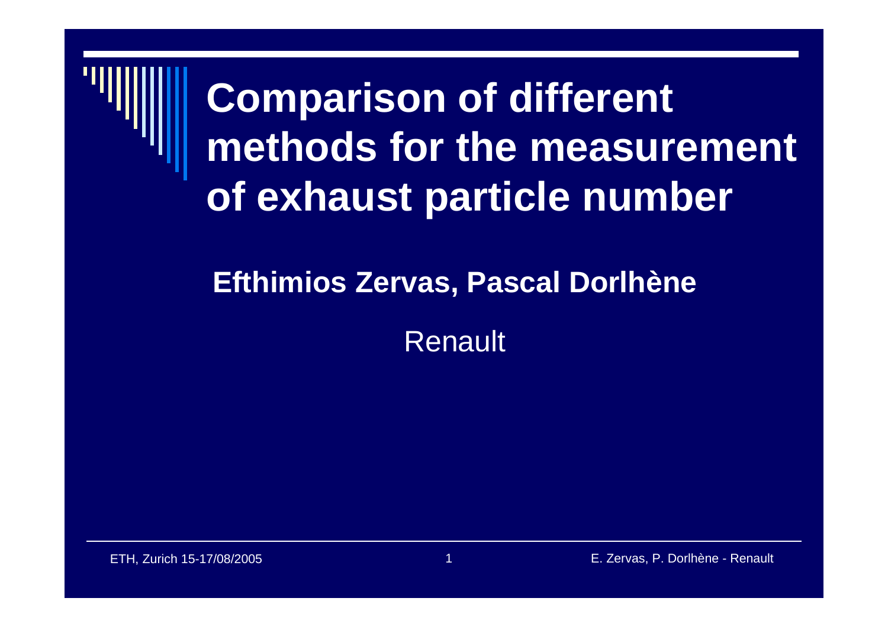# Comparison of different methods for the measurement of exhaust particle number

**Efthimios Zervas, Pascal Dorlhène**

Renault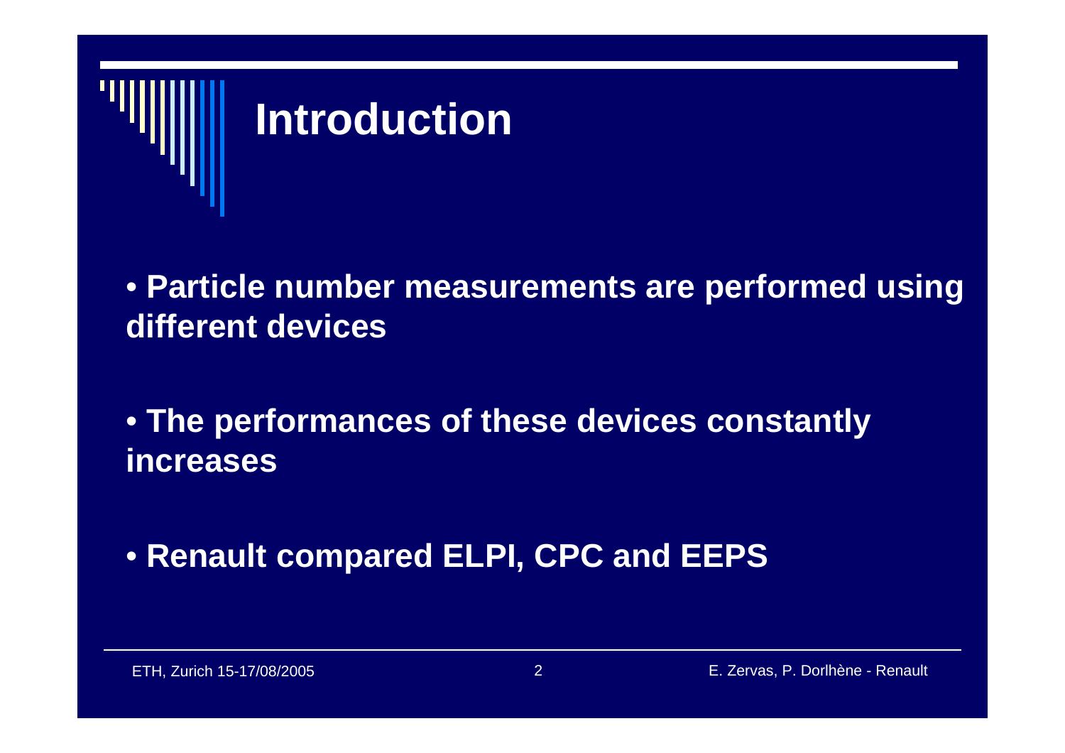# Introduction

- **Particle number measurements are performed using different devices**

- **The performances of these devices constantly increases**

- **Renault compared ELPI, CPC and EEPS**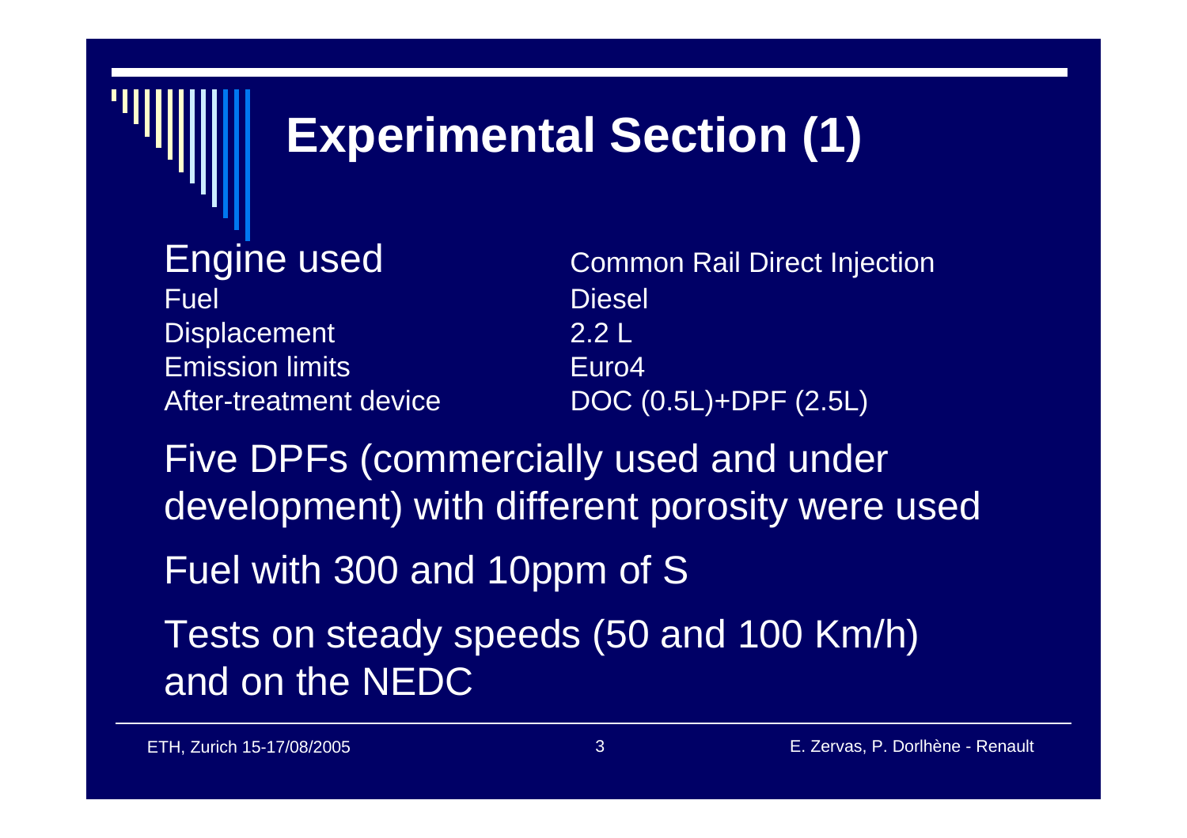# Experimental Section (1)

| Engine used | Common Rail Direct Injection |
|---|---|
| Fuel | Diesel |
| Displacement | 2.2 L |
| Emission limits | Euro4 |
| After-treatment device | DOC (0.5L)+DPF (2.5L) |

Five DPFs (commercially used and under development) with different porosity were used

Fuel with 300 and 10ppm of S

Tests on steady speeds (50 and 100 Km/h) and on the NEDC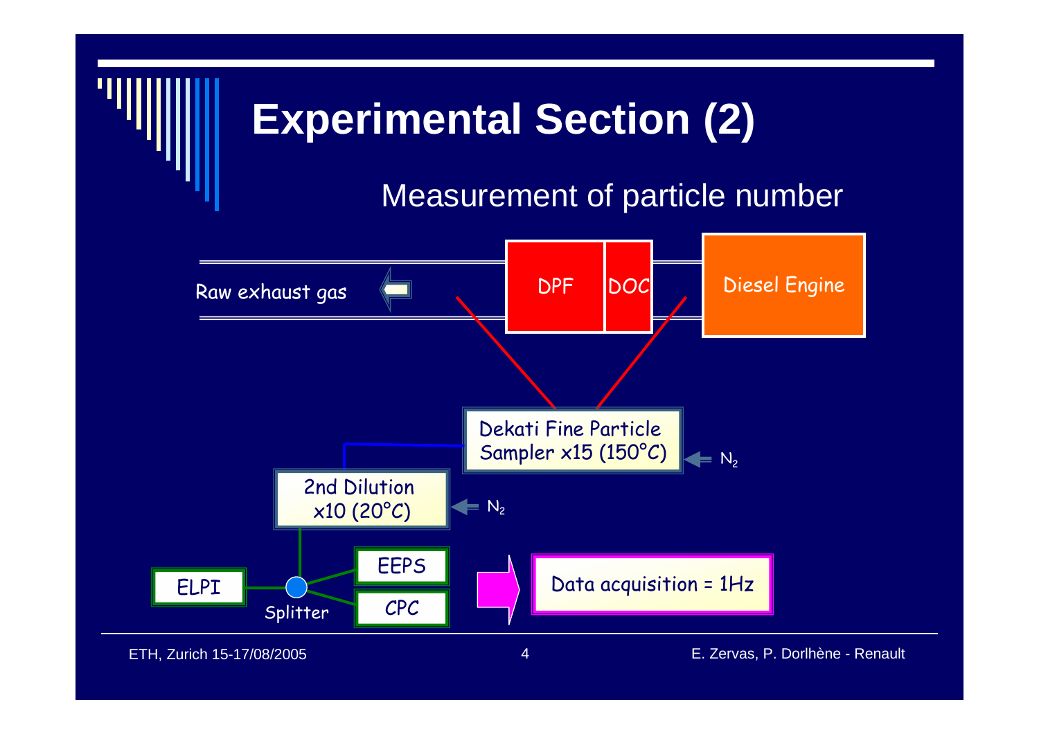# Experimental Section (2)

## Measurement of particle number

Raw exhaust gas

DPF

DOC

Diesel Engine

Dekati Fine Particle Sampler x15 (150°C)

$N_2$

2nd Dilution x10 (20°C)

$N_2$

ELPI

Splitter

EEPS

CPC

Data acquisition = 1Hz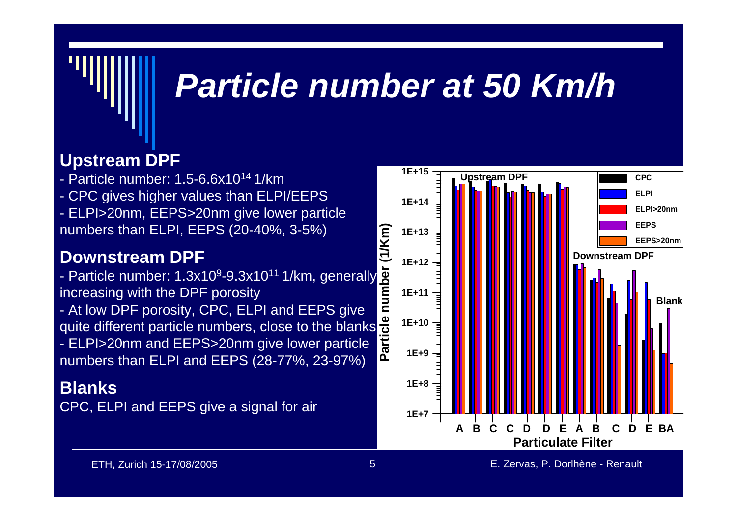# Particle number at 50 Km/h

## Upstream DPF

- Particle number: 1.5-6.6x$10^{14}$ 1/km
- CPC gives higher values than ELPI/EEPS
- ELPI>20nm, EEPS>20nm give lower particle numbers than ELPI, EEPS (20-40%, 3-5%)

## Downstream DPF

- Particle number: 1.3x$10^{9}$-9.3x$10^{11}$ 1/km, generally increasing with the DPF porosity
- At low DPF porosity, CPC, ELPI and EEPS give quite different particle numbers, close to the blanks
- ELPI>20nm and EEPS>20nm give lower particle numbers than ELPI and EEPS (28-77%, 23-97%)

## Blanks

CPC, ELPI and EEPS give a signal for air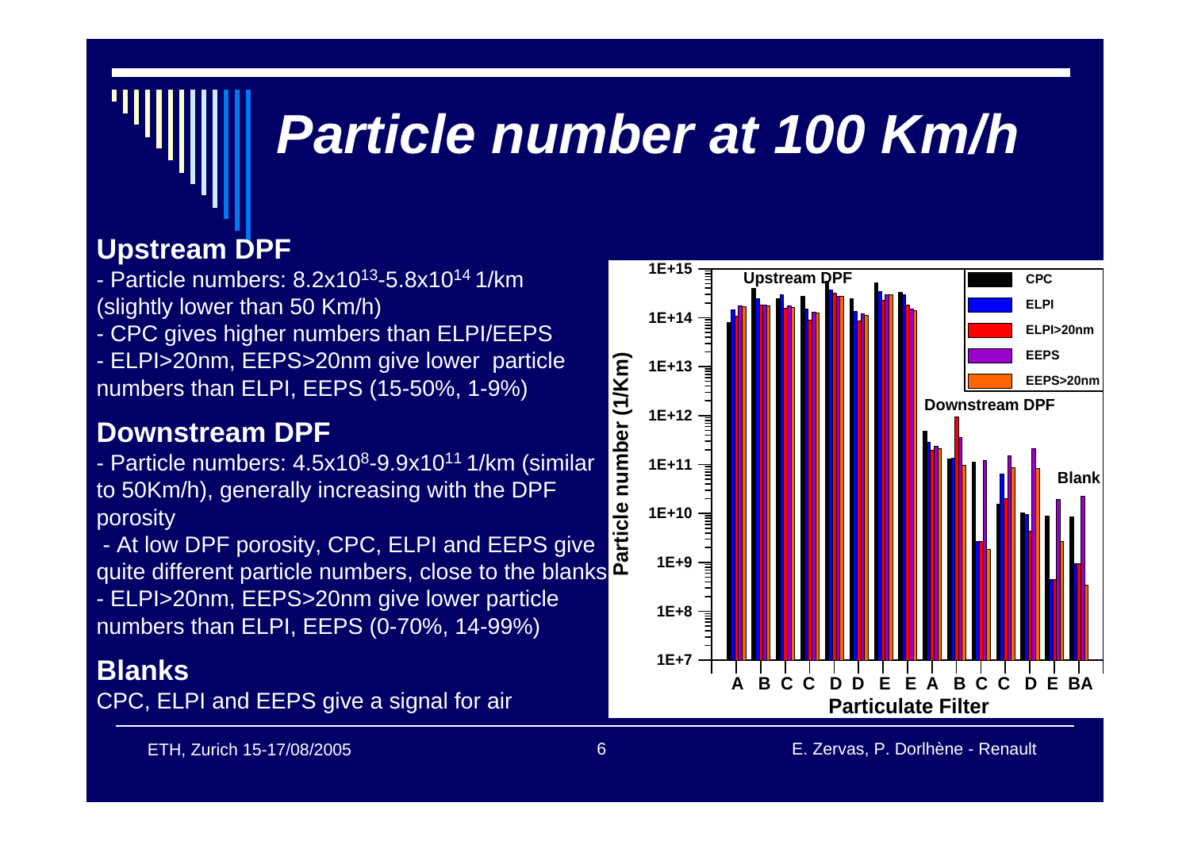# Particle number at 100 Km/h

## Upstream DPF

- Particle numbers: $8.2 \times 10^{13}$-$5.8 \times 10^{14}$ 1/km (slightly lower than 50 Km/h)
- CPC gives higher numbers than ELPI/EEPS
- ELPI>20nm, EEPS>20nm give lower particle numbers than ELPI, EEPS (15-50%, 1-9%)

## Downstream DPF

- Particle numbers: $4.5 \times 10^{8}$-$9.9 \times 10^{11}$ 1/km (similar to 50Km/h), generally increasing with the DPF porosity
- At low DPF porosity, CPC, ELPI and EEPS give quite different particle numbers, close to the blanks
- ELPI>20nm, EEPS>20nm give lower particle numbers than ELPI, EEPS (0-70%, 14-99%)

## Blanks

CPC, ELPI and EEPS give a signal for air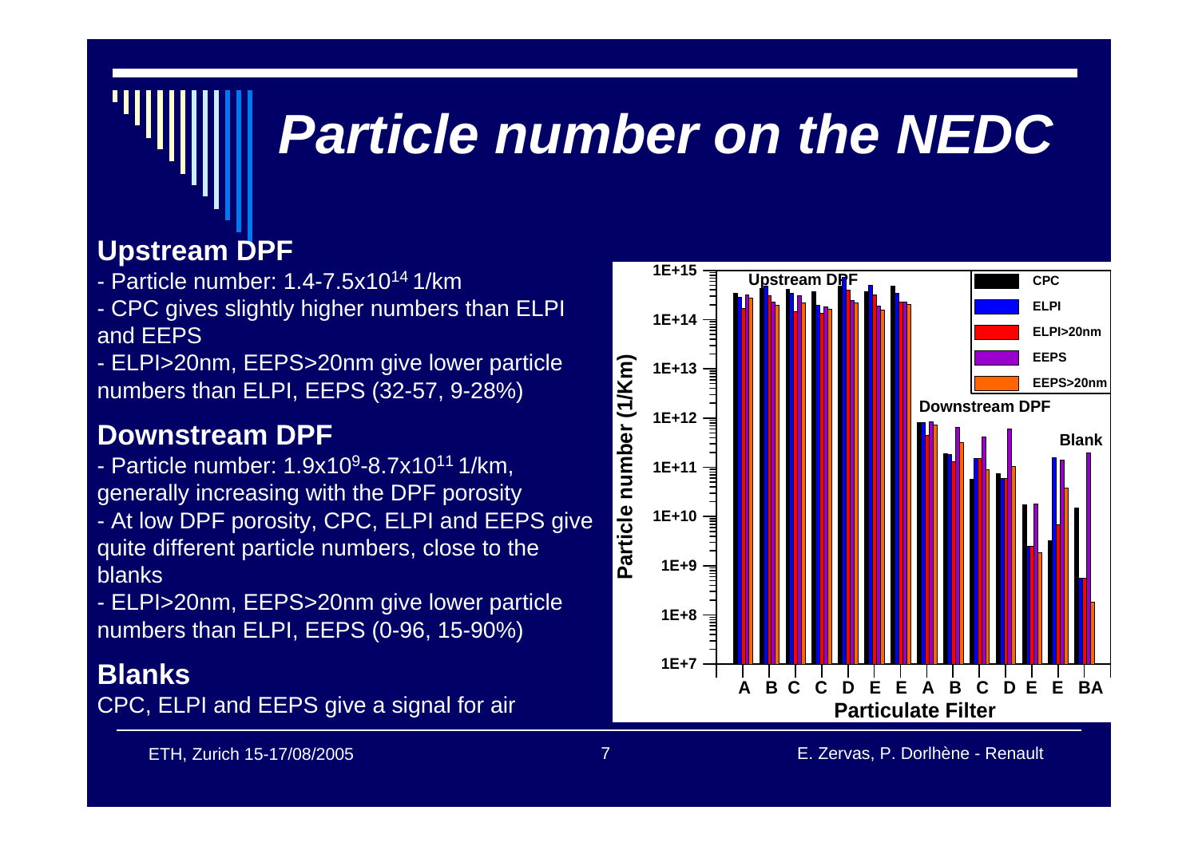# *Particle number on the NEDC*

## Upstream DPF

- Particle number: 1.4-7.5x$10^{14}$ 1/km
- CPC gives slightly higher numbers than ELPI and EEPS
- ELPI>20nm, EEPS>20nm give lower particle numbers than ELPI, EEPS (32-57, 9-28%)

## Downstream DPF

- Particle number: 1.9x$10^{9}$-8.7x$10^{11}$ 1/km, generally increasing with the DPF porosity
- At low DPF porosity, CPC, ELPI and EEPS give quite different particle numbers, close to the blanks
- ELPI>20nm, EEPS>20nm give lower particle numbers than ELPI, EEPS (0-96, 15-90%)

## Blanks

CPC, ELPI and EEPS give a signal for air

ETH, Zurich 15-17/08/2005

E. Zervas, P. Dorlhène - Renault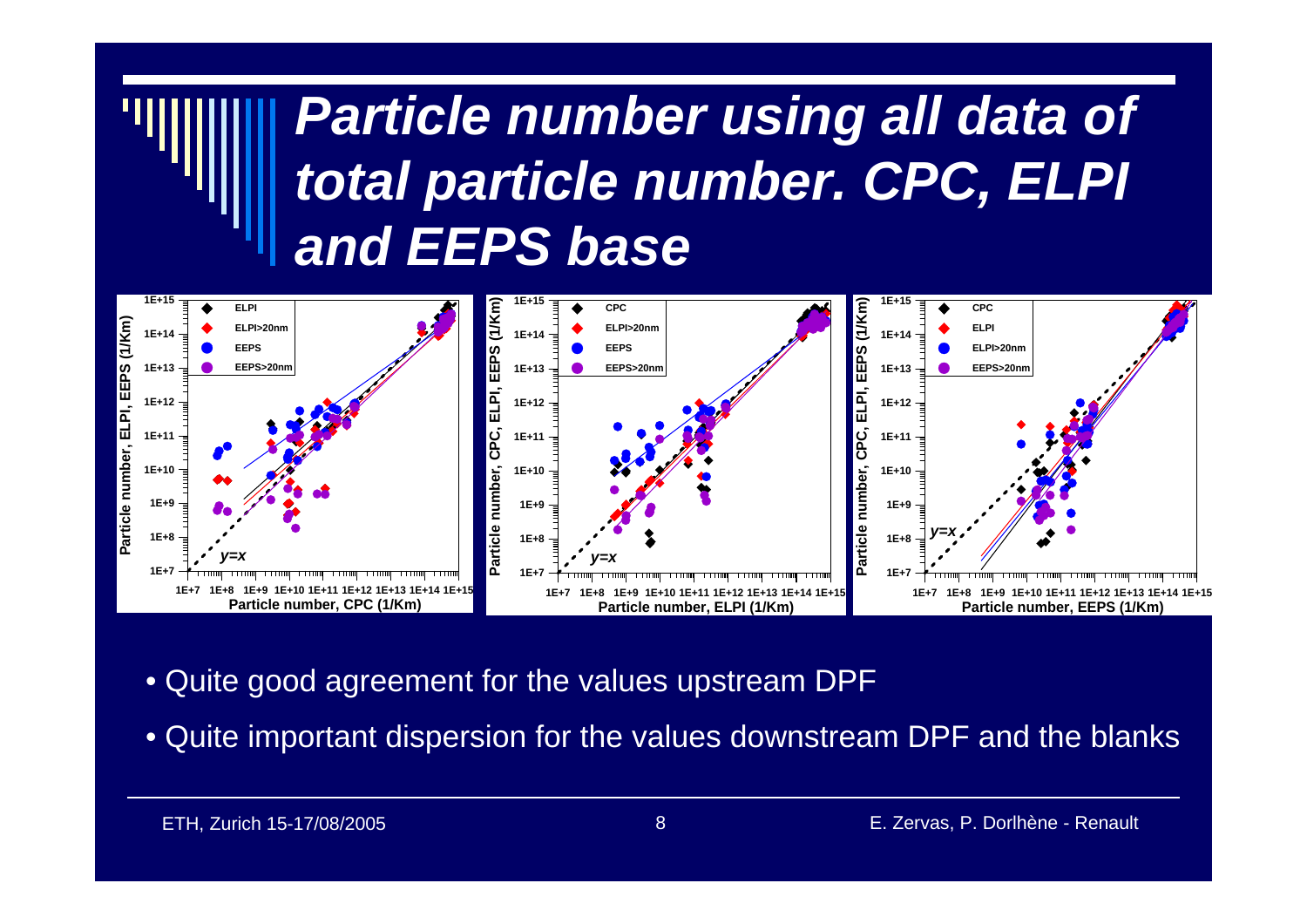# Particle number using all data of total particle number. CPC, ELPI and EEPS base

- Quite good agreement for the values upstream DPF
- Quite important dispersion for the values downstream DPF and the blanks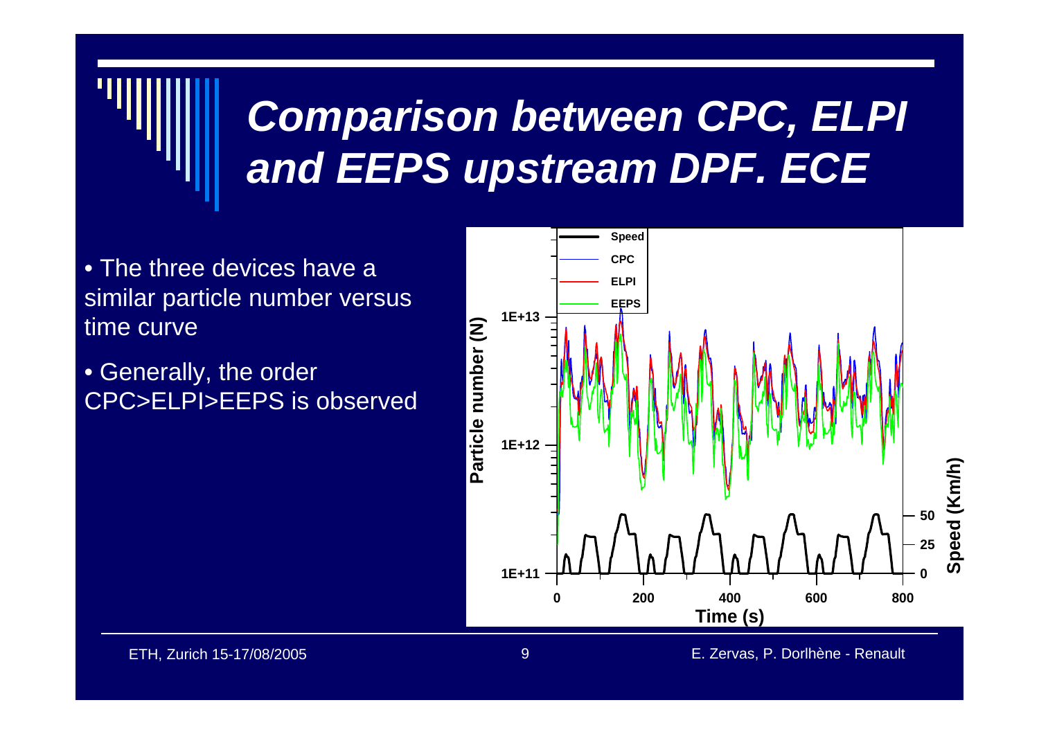# *Comparison between CPC, ELPI and EEPS upstream DPF. ECE*

- The three devices have a similar particle number versus time curve
- Generally, the order CPC>ELPI>EEPS is observed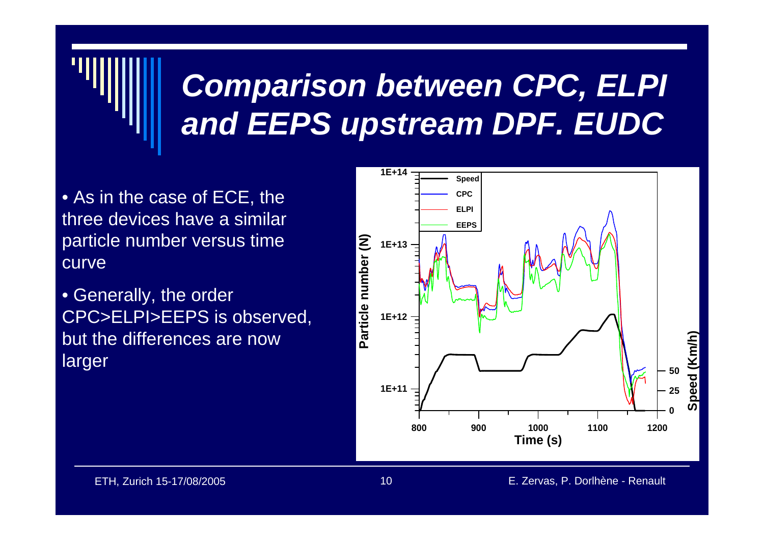# *Comparison between CPC, ELPI and EEPS upstream DPF. EUDC*

- As in the case of ECE, the three devices have a similar particle number versus time curve
- Generally, the order CPC>ELPI>EEPS is observed, but the differences are now larger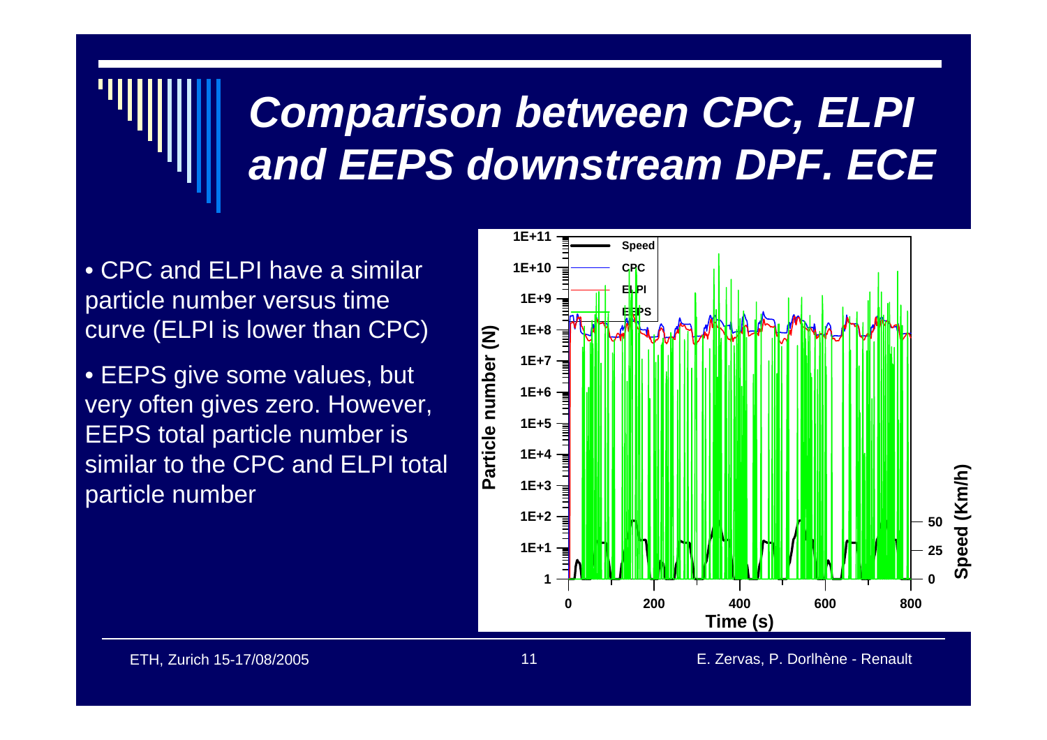# Comparison between CPC, ELPI and EEPS downstream DPF. ECE

- CPC and ELPI have a similar particle number versus time curve (ELPI is lower than CPC)
- EEPS give some values, but very often gives zero. However, EEPS total particle number is similar to the CPC and ELPI total particle number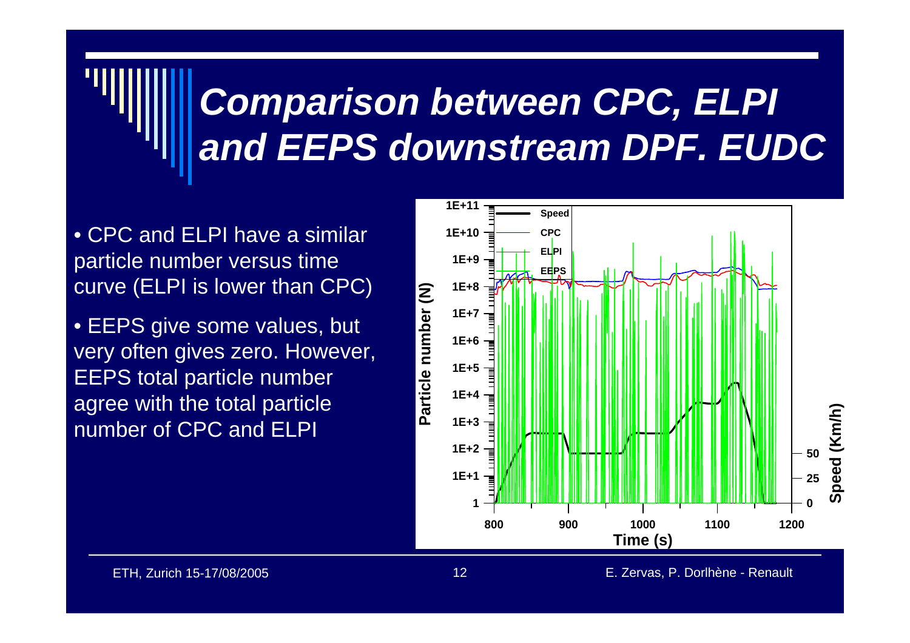# Comparison between CPC, ELPI and EEPS downstream DPF. EUDC

- CPC and ELPI have a similar particle number versus time curve (ELPI is lower than CPC)
- EEPS give some values, but very often gives zero. However, EEPS total particle number agree with the total particle number of CPC and ELPI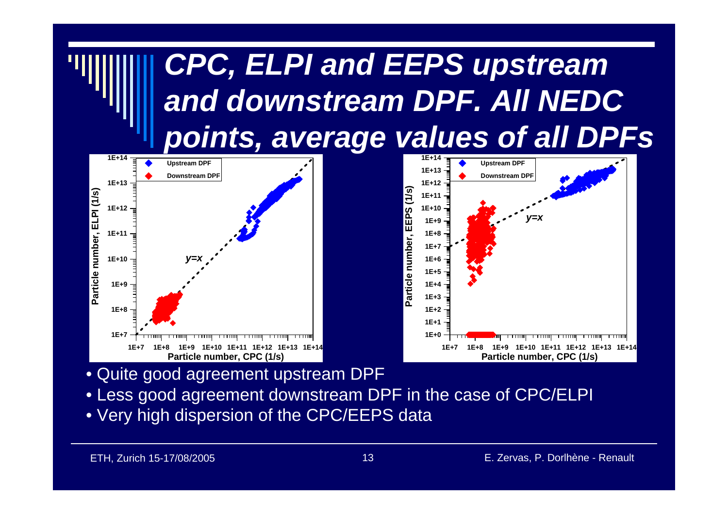# CPC, ELPI and EEPS upstream and downstream DPF. All NEDC points, average values of all DPFs

- Quite good agreement upstream DPF
- Less good agreement downstream DPF in the case of CPC/ELPI
- Very high dispersion of the CPC/EEPS data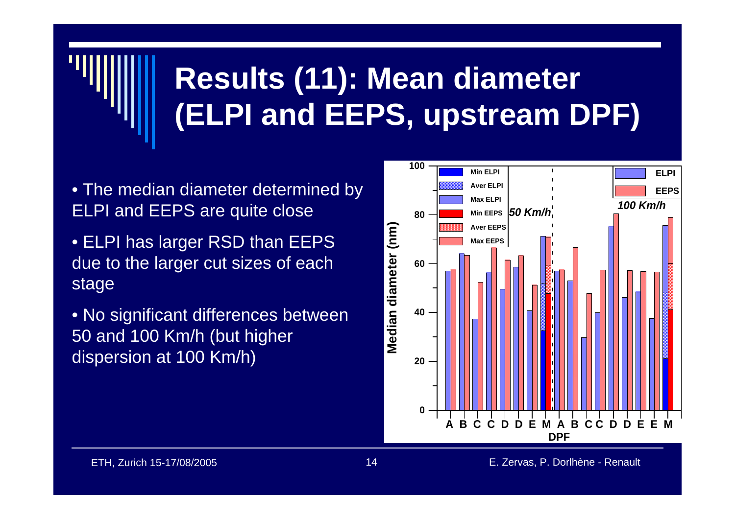# Results (11): Mean diameter (ELPI and EEPS, upstream DPF)

- The median diameter determined by ELPI and EEPS are quite close
- ELPI has larger RSD than EEPS due to the larger cut sizes of each stage
- No significant differences between 50 and 100 Km/h (but higher dispersion at 100 Km/h)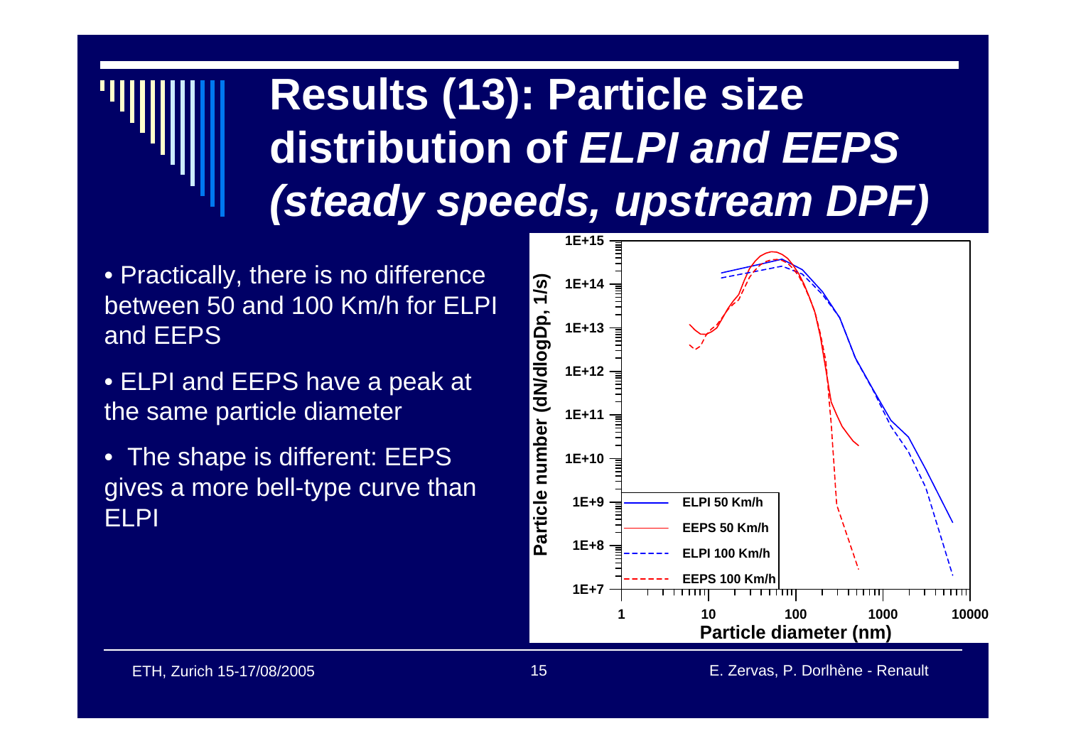# Results (13): Particle size distribution of *ELPI and EEPS (steady speeds, upstream DPF)*

- Practically, there is no difference between 50 and 100 Km/h for ELPI and EEPS
- ELPI and EEPS have a peak at the same particle diameter
- The shape is different: EEPS gives a more bell-type curve than ELPI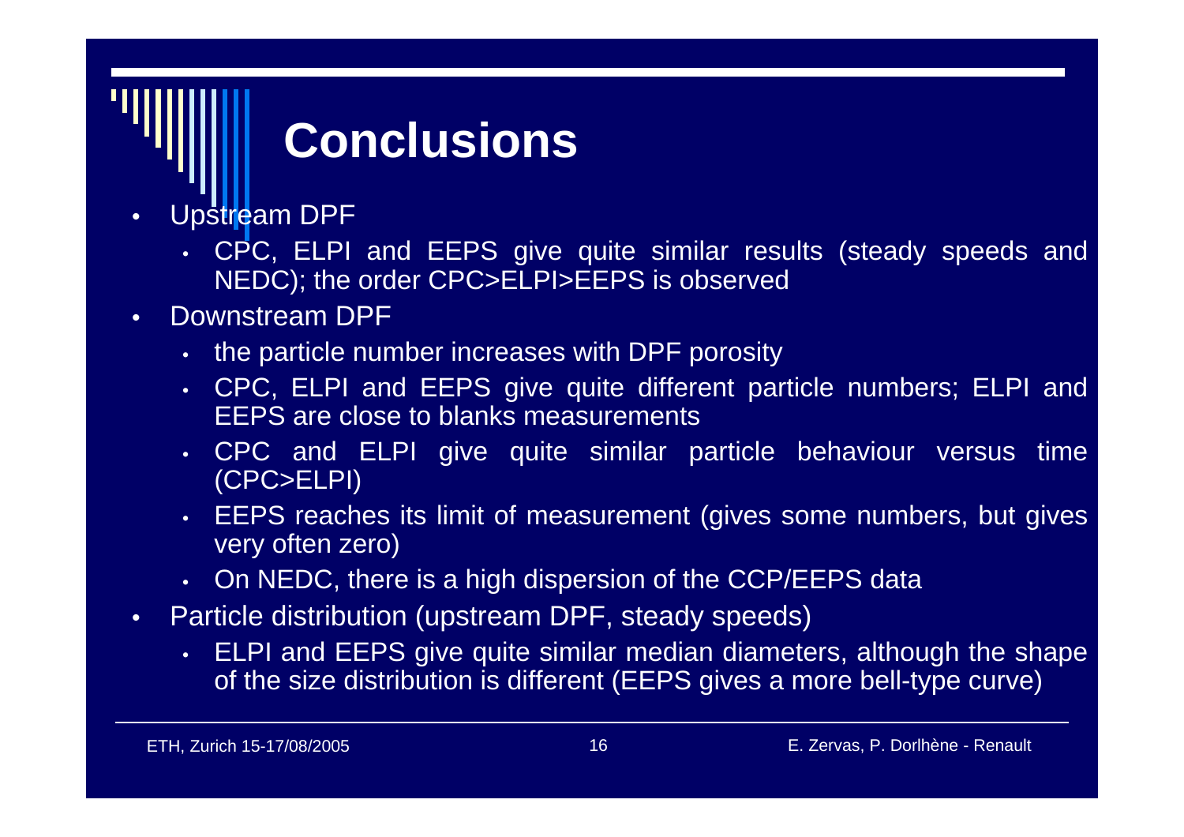# Conclusions

- Upstream DPF
  - CPC, ELPI and EEPS give quite similar results (steady speeds and NEDC); the order CPC>ELPI>EEPS is observed
- Downstream DPF
  - the particle number increases with DPF porosity
  - CPC, ELPI and EEPS give quite different particle numbers; ELPI and EEPS are close to blanks measurements
  - CPC and ELPI give quite similar particle behaviour versus time (CPC>ELPI)
  - EEPS reaches its limit of measurement (gives some numbers, but gives very often zero)
  - On NEDC, there is a high dispersion of the CCP/EEPS data
- Particle distribution (upstream DPF, steady speeds)
  - ELPI and EEPS give quite similar median diameters, although the shape of the size distribution is different (EEPS gives a more bell-type curve)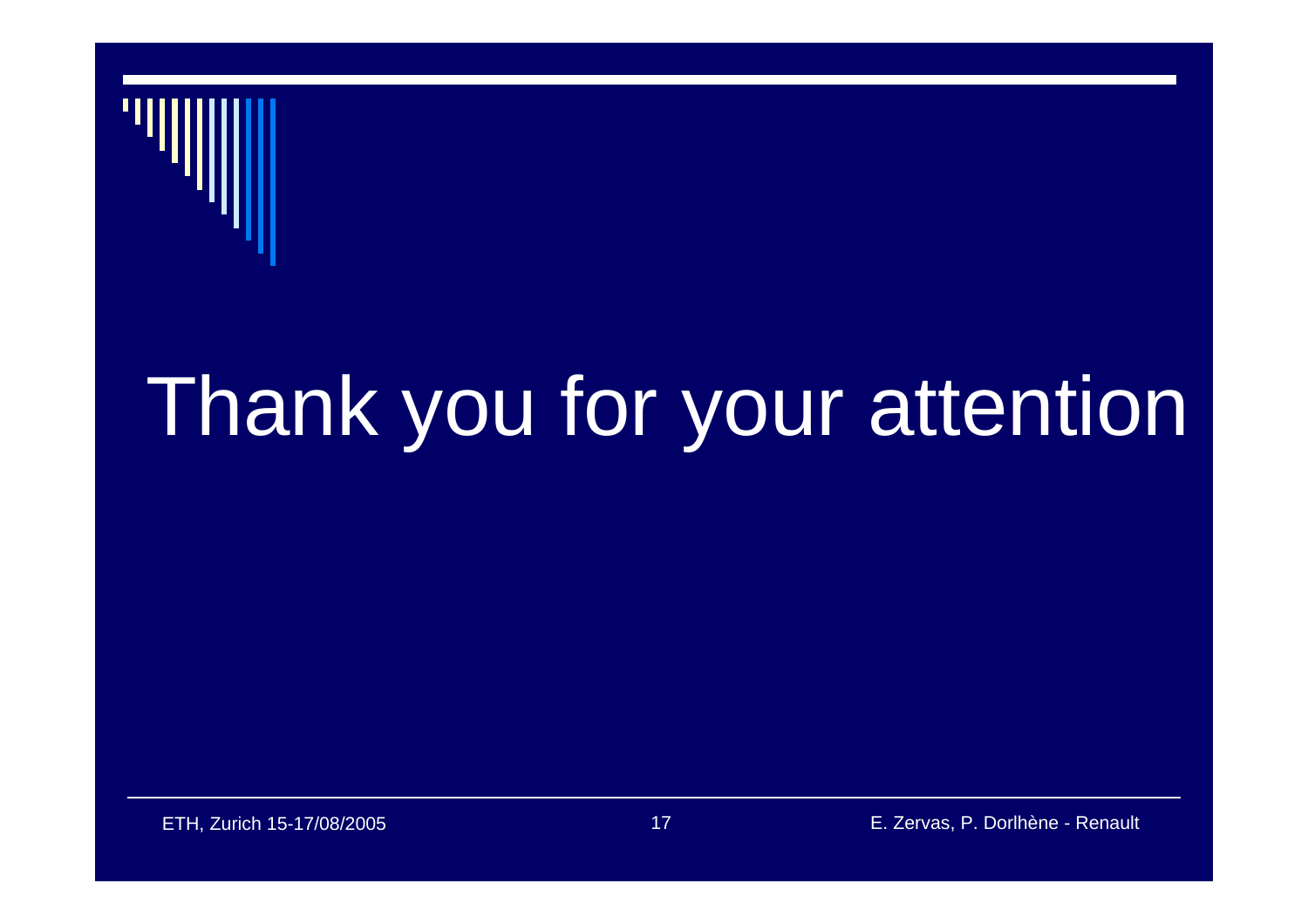# Thank you for your attention